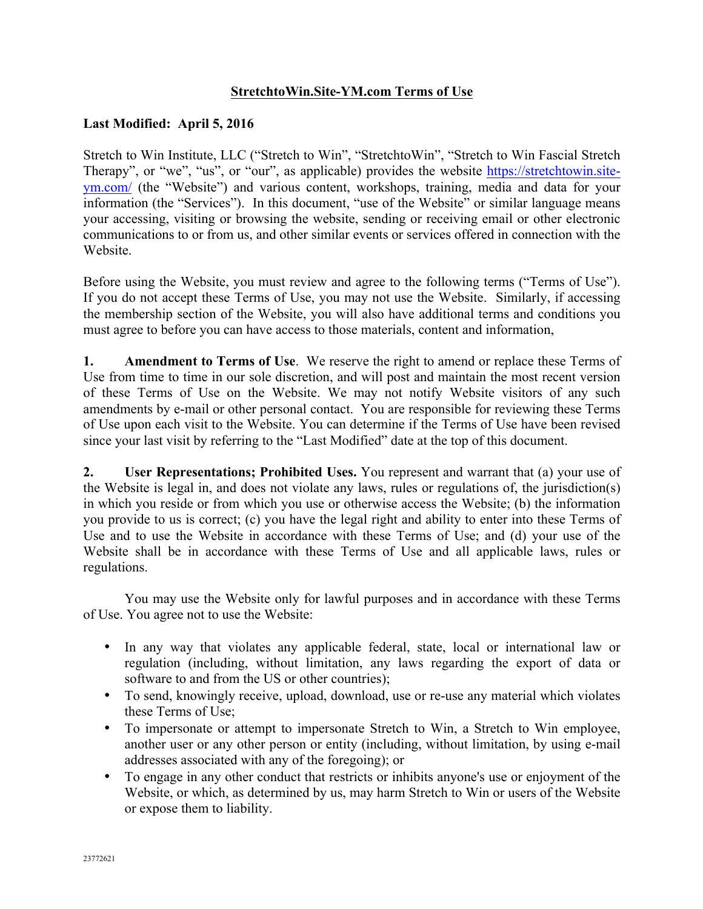# StretchtoWin.Site-YM.com Terms of Use

**Last Modified: April 5, 2016**

Stretch to Win Institute, LLC ("Stretch to Win", "StretchtoWin", "Stretch to Win Fascial Stretch Therapy", or "we", "us", or "our", as applicable) provides the website https://stretchtowin.site-ym.com/ (the "Website") and various content, workshops, training, media and data for your information (the "Services"). In this document, "use of the Website" or similar language means your accessing, visiting or browsing the website, sending or receiving email or other electronic communications to or from us, and other similar events or services offered in connection with the Website.

Before using the Website, you must review and agree to the following terms ("Terms of Use"). If you do not accept these Terms of Use, you may not use the Website. Similarly, if accessing the membership section of the Website, you will also have additional terms and conditions you must agree to before you can have access to those materials, content and information,

**1. Amendment to Terms of Use**. We reserve the right to amend or replace these Terms of Use from time to time in our sole discretion, and will post and maintain the most recent version of these Terms of Use on the Website. We may not notify Website visitors of any such amendments by e-mail or other personal contact. You are responsible for reviewing these Terms of Use upon each visit to the Website. You can determine if the Terms of Use have been revised since your last visit by referring to the "Last Modified" date at the top of this document.

**2. User Representations; Prohibited Uses.** You represent and warrant that (a) your use of the Website is legal in, and does not violate any laws, rules or regulations of, the jurisdiction(s) in which you reside or from which you use or otherwise access the Website; (b) the information you provide to us is correct; (c) you have the legal right and ability to enter into these Terms of Use and to use the Website in accordance with these Terms of Use; and (d) your use of the Website shall be in accordance with these Terms of Use and all applicable laws, rules or regulations.

You may use the Website only for lawful purposes and in accordance with these Terms of Use. You agree not to use the Website:

- In any way that violates any applicable federal, state, local or international law or regulation (including, without limitation, any laws regarding the export of data or software to and from the US or other countries);
- To send, knowingly receive, upload, download, use or re-use any material which violates these Terms of Use;
- To impersonate or attempt to impersonate Stretch to Win, a Stretch to Win employee, another user or any other person or entity (including, without limitation, by using e-mail addresses associated with any of the foregoing); or
- To engage in any other conduct that restricts or inhibits anyone's use or enjoyment of the Website, or which, as determined by us, may harm Stretch to Win or users of the Website or expose them to liability.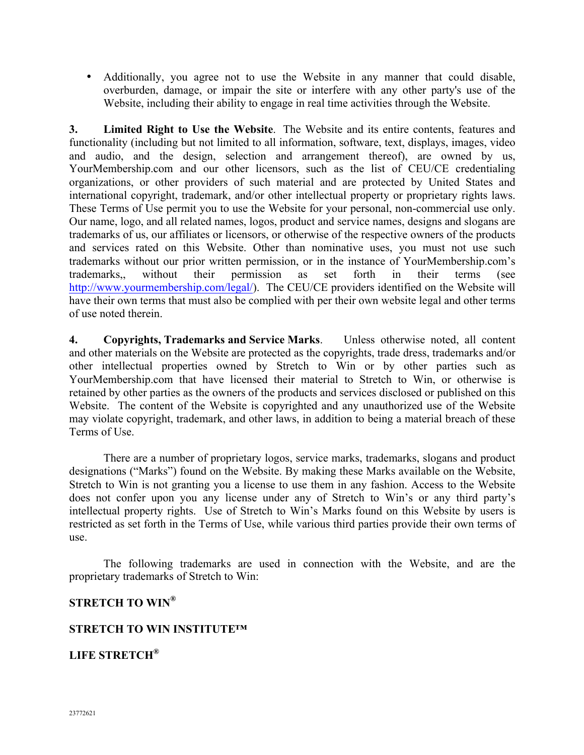- Additionally, you agree not to use the Website in any manner that could disable, overburden, damage, or impair the site or interfere with any other party's use of the Website, including their ability to engage in real time activities through the Website.

**3. Limited Right to Use the Website**. The Website and its entire contents, features and functionality (including but not limited to all information, software, text, displays, images, video and audio, and the design, selection and arrangement thereof), are owned by us, YourMembership.com and our other licensors, such as the list of CEU/CE credentialing organizations, or other providers of such material and are protected by United States and international copyright, trademark, and/or other intellectual property or proprietary rights laws. These Terms of Use permit you to use the Website for your personal, non-commercial use only. Our name, logo, and all related names, logos, product and service names, designs and slogans are trademarks of us, our affiliates or licensors, or otherwise of the respective owners of the products and services rated on this Website. Other than nominative uses, you must not use such trademarks without our prior written permission, or in the instance of YourMembership.com's trademarks,, without their permission as set forth in their terms (see http://www.yourmembership.com/legal/). The CEU/CE providers identified on the Website will have their own terms that must also be complied with per their own website legal and other terms of use noted therein.

**4. Copyrights, Trademarks and Service Marks**. Unless otherwise noted, all content and other materials on the Website are protected as the copyrights, trade dress, trademarks and/or other intellectual properties owned by Stretch to Win or by other parties such as YourMembership.com that have licensed their material to Stretch to Win, or otherwise is retained by other parties as the owners of the products and services disclosed or published on this Website. The content of the Website is copyrighted and any unauthorized use of the Website may violate copyright, trademark, and other laws, in addition to being a material breach of these Terms of Use.

There are a number of proprietary logos, service marks, trademarks, slogans and product designations ("Marks") found on the Website. By making these Marks available on the Website, Stretch to Win is not granting you a license to use them in any fashion. Access to the Website does not confer upon you any license under any of Stretch to Win's or any third party's intellectual property rights. Use of Stretch to Win's Marks found on this Website by users is restricted as set forth in the Terms of Use, while various third parties provide their own terms of use.

The following trademarks are used in connection with the Website, and are the proprietary trademarks of Stretch to Win:

**STRETCH TO WIN®**

**STRETCH TO WIN INSTITUTE™**

**LIFE STRETCH®**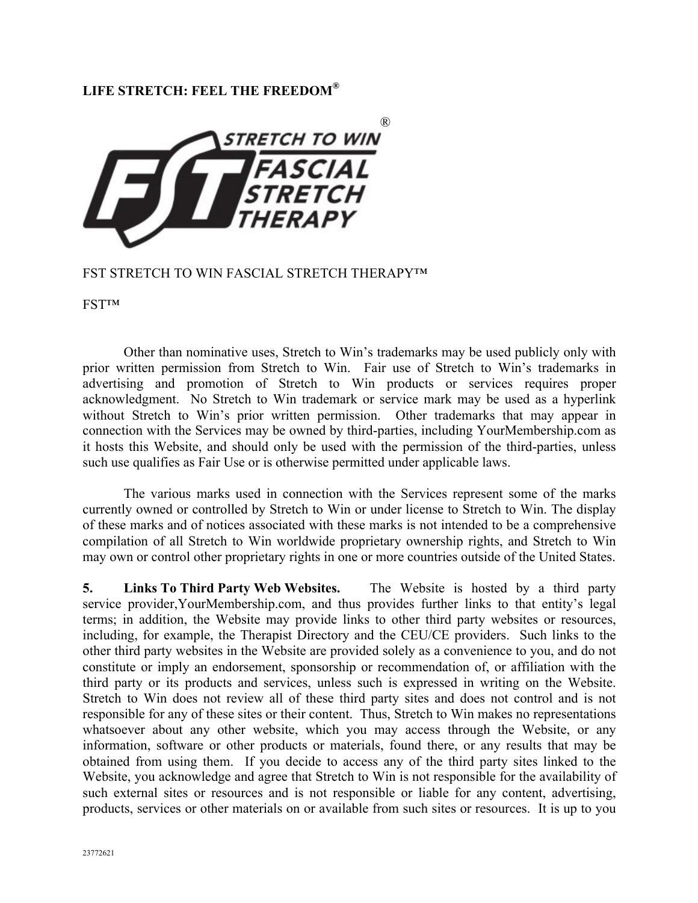**LIFE STRETCH: FEEL THE FREEDOM®**

FST STRETCH TO WIN FASCIAL STRETCH THERAPY™

FST™

Other than nominative uses, Stretch to Win's trademarks may be used publicly only with prior written permission from Stretch to Win. Fair use of Stretch to Win's trademarks in advertising and promotion of Stretch to Win products or services requires proper acknowledgment. No Stretch to Win trademark or service mark may be used as a hyperlink without Stretch to Win's prior written permission. Other trademarks that may appear in connection with the Services may be owned by third-parties, including YourMembership.com as it hosts this Website, and should only be used with the permission of the third-parties, unless such use qualifies as Fair Use or is otherwise permitted under applicable laws.

The various marks used in connection with the Services represent some of the marks currently owned or controlled by Stretch to Win or under license to Stretch to Win. The display of these marks and of notices associated with these marks is not intended to be a comprehensive compilation of all Stretch to Win worldwide proprietary ownership rights, and Stretch to Win may own or control other proprietary rights in one or more countries outside of the United States.

**5. Links To Third Party Web Websites.** The Website is hosted by a third party service provider,YourMembership.com, and thus provides further links to that entity's legal terms; in addition, the Website may provide links to other third party websites or resources, including, for example, the Therapist Directory and the CEU/CE providers. Such links to the other third party websites in the Website are provided solely as a convenience to you, and do not constitute or imply an endorsement, sponsorship or recommendation of, or affiliation with the third party or its products and services, unless such is expressed in writing on the Website. Stretch to Win does not review all of these third party sites and does not control and is not responsible for any of these sites or their content. Thus, Stretch to Win makes no representations whatsoever about any other website, which you may access through the Website, or any information, software or other products or materials, found there, or any results that may be obtained from using them. If you decide to access any of the third party sites linked to the Website, you acknowledge and agree that Stretch to Win is not responsible for the availability of such external sites or resources and is not responsible or liable for any content, advertising, products, services or other materials on or available from such sites or resources. It is up to you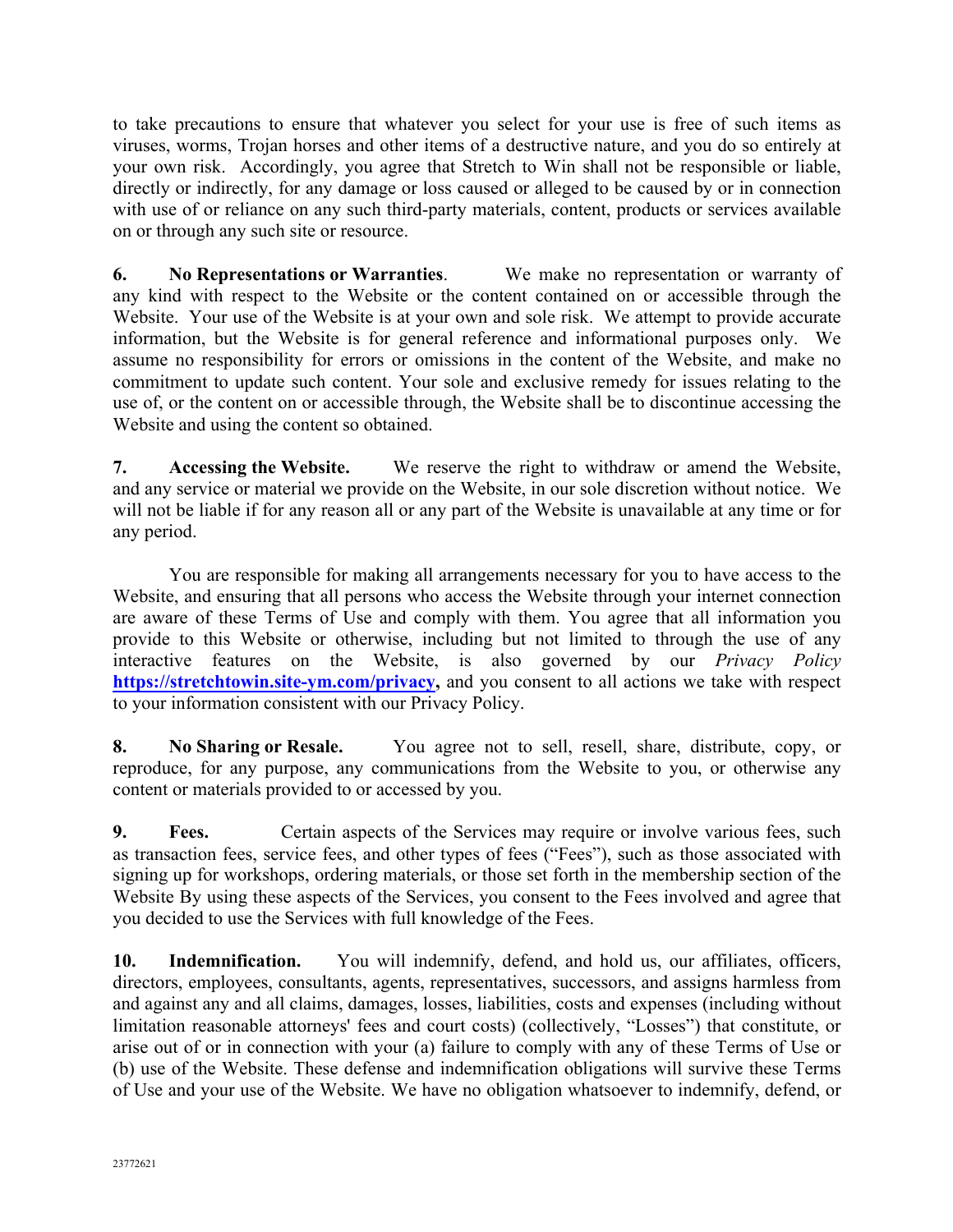to take precautions to ensure that whatever you select for your use is free of such items as viruses, worms, Trojan horses and other items of a destructive nature, and you do so entirely at your own risk. Accordingly, you agree that Stretch to Win shall not be responsible or liable, directly or indirectly, for any damage or loss caused or alleged to be caused by or in connection with use of or reliance on any such third-party materials, content, products or services available on or through any such site or resource.

**6. No Representations or Warranties**. We make no representation or warranty of any kind with respect to the Website or the content contained on or accessible through the Website. Your use of the Website is at your own and sole risk. We attempt to provide accurate information, but the Website is for general reference and informational purposes only. We assume no responsibility for errors or omissions in the content of the Website, and make no commitment to update such content. Your sole and exclusive remedy for issues relating to the use of, or the content on or accessible through, the Website shall be to discontinue accessing the Website and using the content so obtained.

**7. Accessing the Website.** We reserve the right to withdraw or amend the Website, and any service or material we provide on the Website, in our sole discretion without notice. We will not be liable if for any reason all or any part of the Website is unavailable at any time or for any period.

You are responsible for making all arrangements necessary for you to have access to the Website, and ensuring that all persons who access the Website through your internet connection are aware of these Terms of Use and comply with them. You agree that all information you provide to this Website or otherwise, including but not limited to through the use of any interactive features on the Website, is also governed by our *Privacy Policy* **https://stretchtowin.site-ym.com/privacy,** and you consent to all actions we take with respect to your information consistent with our Privacy Policy.

**8. No Sharing or Resale.** You agree not to sell, resell, share, distribute, copy, or reproduce, for any purpose, any communications from the Website to you, or otherwise any content or materials provided to or accessed by you.

**9. Fees.** Certain aspects of the Services may require or involve various fees, such as transaction fees, service fees, and other types of fees ("Fees"), such as those associated with signing up for workshops, ordering materials, or those set forth in the membership section of the Website By using these aspects of the Services, you consent to the Fees involved and agree that you decided to use the Services with full knowledge of the Fees.

**10. Indemnification.** You will indemnify, defend, and hold us, our affiliates, officers, directors, employees, consultants, agents, representatives, successors, and assigns harmless from and against any and all claims, damages, losses, liabilities, costs and expenses (including without limitation reasonable attorneys' fees and court costs) (collectively, "Losses") that constitute, or arise out of or in connection with your (a) failure to comply with any of these Terms of Use or (b) use of the Website. These defense and indemnification obligations will survive these Terms of Use and your use of the Website. We have no obligation whatsoever to indemnify, defend, or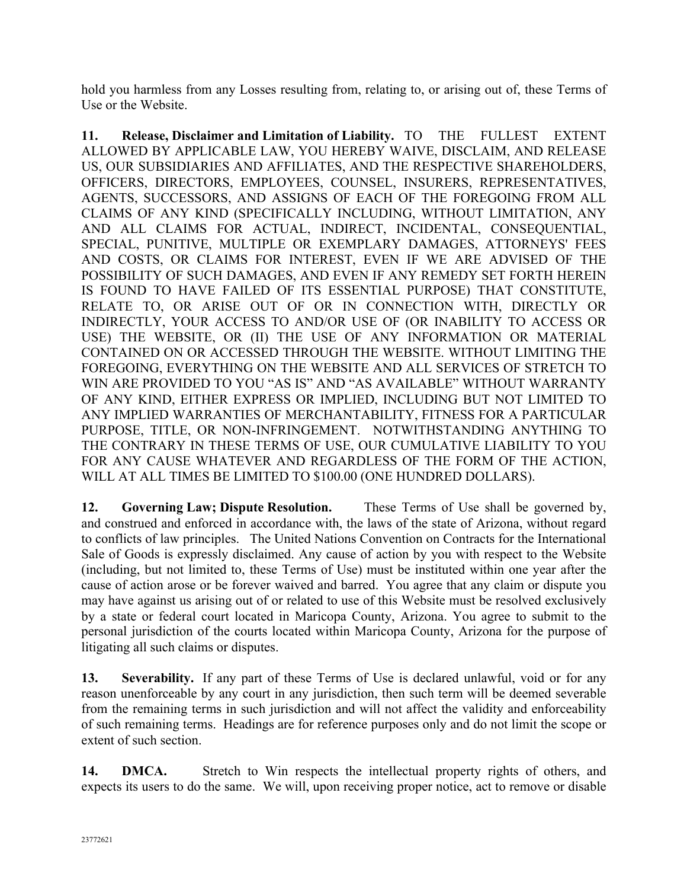hold you harmless from any Losses resulting from, relating to, or arising out of, these Terms of Use or the Website.

**11. Release, Disclaimer and Limitation of Liability.** TO THE FULLEST EXTENT ALLOWED BY APPLICABLE LAW, YOU HEREBY WAIVE, DISCLAIM, AND RELEASE US, OUR SUBSIDIARIES AND AFFILIATES, AND THE RESPECTIVE SHAREHOLDERS, OFFICERS, DIRECTORS, EMPLOYEES, COUNSEL, INSURERS, REPRESENTATIVES, AGENTS, SUCCESSORS, AND ASSIGNS OF EACH OF THE FOREGOING FROM ALL CLAIMS OF ANY KIND (SPECIFICALLY INCLUDING, WITHOUT LIMITATION, ANY AND ALL CLAIMS FOR ACTUAL, INDIRECT, INCIDENTAL, CONSEQUENTIAL, SPECIAL, PUNITIVE, MULTIPLE OR EXEMPLARY DAMAGES, ATTORNEYS' FEES AND COSTS, OR CLAIMS FOR INTEREST, EVEN IF WE ARE ADVISED OF THE POSSIBILITY OF SUCH DAMAGES, AND EVEN IF ANY REMEDY SET FORTH HEREIN IS FOUND TO HAVE FAILED OF ITS ESSENTIAL PURPOSE) THAT CONSTITUTE, RELATE TO, OR ARISE OUT OF OR IN CONNECTION WITH, DIRECTLY OR INDIRECTLY, YOUR ACCESS TO AND/OR USE OF (OR INABILITY TO ACCESS OR USE) THE WEBSITE, OR (II) THE USE OF ANY INFORMATION OR MATERIAL CONTAINED ON OR ACCESSED THROUGH THE WEBSITE. WITHOUT LIMITING THE FOREGOING, EVERYTHING ON THE WEBSITE AND ALL SERVICES OF STRETCH TO WIN ARE PROVIDED TO YOU "AS IS" AND "AS AVAILABLE" WITHOUT WARRANTY OF ANY KIND, EITHER EXPRESS OR IMPLIED, INCLUDING BUT NOT LIMITED TO ANY IMPLIED WARRANTIES OF MERCHANTABILITY, FITNESS FOR A PARTICULAR PURPOSE, TITLE, OR NON-INFRINGEMENT. NOTWITHSTANDING ANYTHING TO THE CONTRARY IN THESE TERMS OF USE, OUR CUMULATIVE LIABILITY TO YOU FOR ANY CAUSE WHATEVER AND REGARDLESS OF THE FORM OF THE ACTION, WILL AT ALL TIMES BE LIMITED TO $100.00 (ONE HUNDRED DOLLARS).

**12. Governing Law; Dispute Resolution.** These Terms of Use shall be governed by, and construed and enforced in accordance with, the laws of the state of Arizona, without regard to conflicts of law principles. The United Nations Convention on Contracts for the International Sale of Goods is expressly disclaimed. Any cause of action by you with respect to the Website (including, but not limited to, these Terms of Use) must be instituted within one year after the cause of action arose or be forever waived and barred. You agree that any claim or dispute you may have against us arising out of or related to use of this Website must be resolved exclusively by a state or federal court located in Maricopa County, Arizona. You agree to submit to the personal jurisdiction of the courts located within Maricopa County, Arizona for the purpose of litigating all such claims or disputes.

**13. Severability.** If any part of these Terms of Use is declared unlawful, void or for any reason unenforceable by any court in any jurisdiction, then such term will be deemed severable from the remaining terms in such jurisdiction and will not affect the validity and enforceability of such remaining terms. Headings are for reference purposes only and do not limit the scope or extent of such section.

**14. DMCA.** Stretch to Win respects the intellectual property rights of others, and expects its users to do the same. We will, upon receiving proper notice, act to remove or disable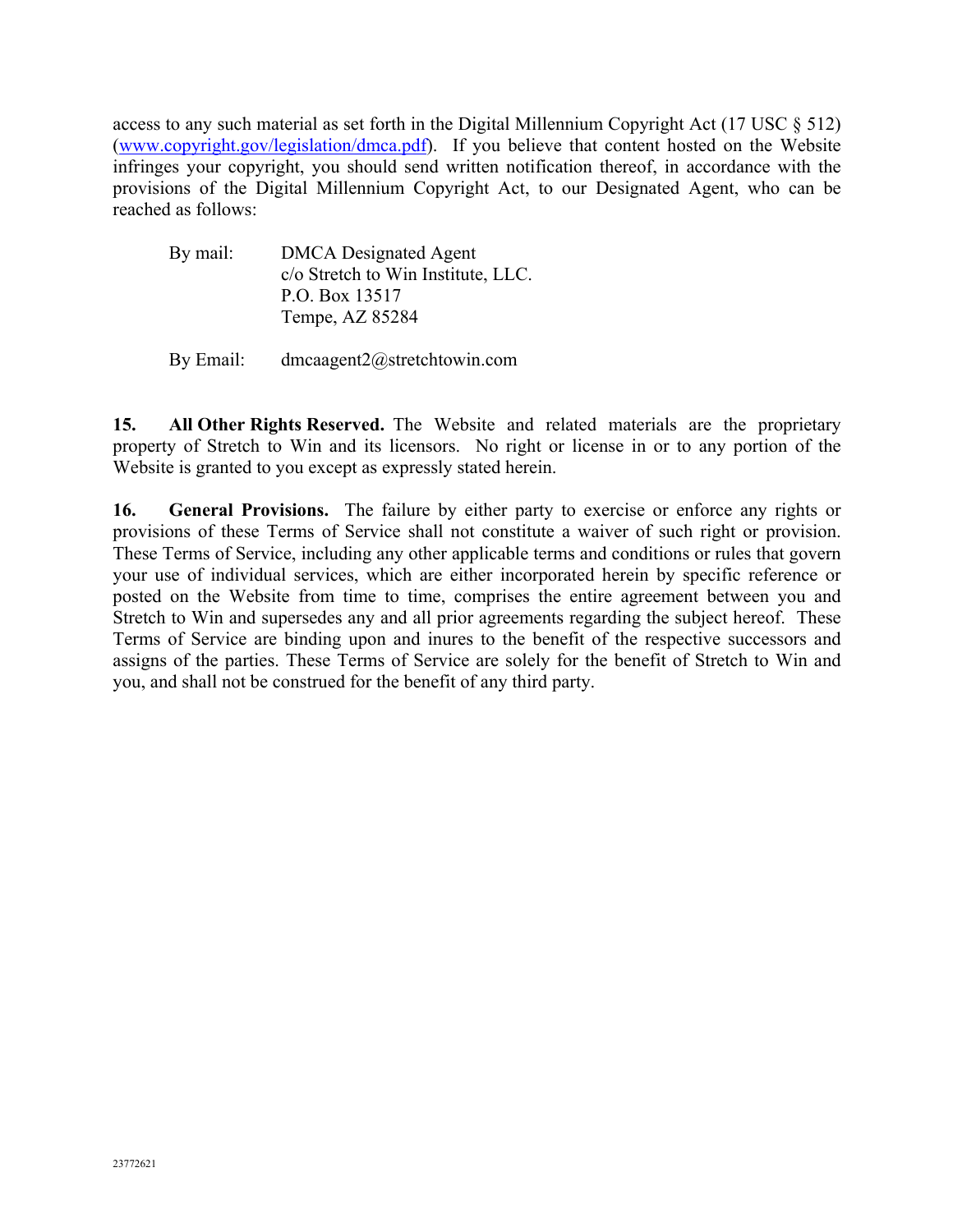access to any such material as set forth in the Digital Millennium Copyright Act (17 USC § 512) ([www.copyright.gov/legislation/dmca.pdf](www.copyright.gov/legislation/dmca.pdf)). If you believe that content hosted on the Website infringes your copyright, you should send written notification thereof, in accordance with the provisions of the Digital Millennium Copyright Act, to our Designated Agent, who can be reached as follows:

By mail: DMCA Designated Agent
c/o Stretch to Win Institute, LLC.
P.O. Box 13517
Tempe, AZ 85284

By Email: dmcaagent2@stretchtowin.com

**15. All Other Rights Reserved.** The Website and related materials are the proprietary property of Stretch to Win and its licensors. No right or license in or to any portion of the Website is granted to you except as expressly stated herein.

**16. General Provisions.** The failure by either party to exercise or enforce any rights or provisions of these Terms of Service shall not constitute a waiver of such right or provision. These Terms of Service, including any other applicable terms and conditions or rules that govern your use of individual services, which are either incorporated herein by specific reference or posted on the Website from time to time, comprises the entire agreement between you and Stretch to Win and supersedes any and all prior agreements regarding the subject hereof. These Terms of Service are binding upon and inures to the benefit of the respective successors and assigns of the parties. These Terms of Service are solely for the benefit of Stretch to Win and you, and shall not be construed for the benefit of any third party.

23772621